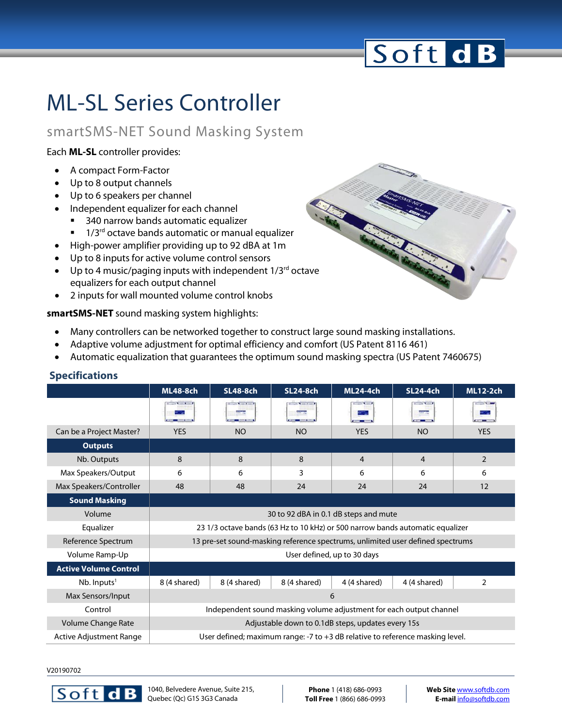# ML-SL Series Controller

## smartSMS-NET Sound Masking System

Each **ML-SL** controller provides:

- A compact Form-Factor
- Up to 8 output channels
- Up to 6 speakers per channel
- Independent equalizer for each channel
  - 340 narrow bands automatic equalizer
  - 1/3rd octave bands automatic or manual equalizer
- High-power amplifier providing up to 92 dBA at 1m
- Up to 8 inputs for active volume control sensors
- Up to 4 music/paging inputs with independent 1/3rd octave equalizers for each output channel
- 2 inputs for wall mounted volume control knobs

**smartSMS-NET** sound masking system highlights:

- Many controllers can be networked together to construct large sound masking installations.
- Adaptive volume adjustment for optimal efficiency and comfort (US Patent 8116 461)
- Automatic equalization that guarantees the optimum sound masking spectra (US Patent 7460675)

### Specifications

| | ML48-8ch | SL48-8ch | SL24-8ch | ML24-4ch | SL24-4ch | ML12-2ch |
|---|---|---|---|---|---|---|
| Can be a Project Master? | YES | NO | NO | YES | NO | YES |
| **Outputs** | | | | | | |
| Nb. Outputs | 8 | 8 | 8 | 4 | 4 | 2 |
| Max Speakers/Output | 6 | 6 | 3 | 6 | 6 | 6 |
| Max Speakers/Controller | 48 | 48 | 24 | 24 | 24 | 12 |
| **Sound Masking** | | | | | | |
| Volume | 30 to 92 dBA in 0.1 dB steps and mute | | | | | |
| Equalizer | 23 1/3 octave bands (63 Hz to 10 kHz) or 500 narrow bands automatic equalizer | | | | | |
| Reference Spectrum | 13 pre-set sound-masking reference spectrums, unlimited user defined spectrums | | | | | |
| Volume Ramp-Up | User defined, up to 30 days | | | | | |
| **Active Volume Control** | | | | | | |
| Nb. Inputs[1] | 8 (4 shared) | 8 (4 shared) | 8 (4 shared) | 4 (4 shared) | 4 (4 shared) | 2 |
| Max Sensors/Input | 6 | | | | | |
| Control | Independent sound masking volume adjustment for each output channel | | | | | |
| Volume Change Rate | Adjustable down to 0.1dB steps, updates every 15s | | | | | |
| Active Adjustment Range | User defined; maximum range: -7 to +3 dB relative to reference masking level. | | | | | |

V20190702

1040, Belvedere Avenue, Suite 215,
Quebec (Qc) G1S 3G3 Canada

**Phone** 1 (418) 686-0993
**Toll Free** 1 (866) 686-0993

**Web Site** www.softdb.com
**E-mail** info@softdb.com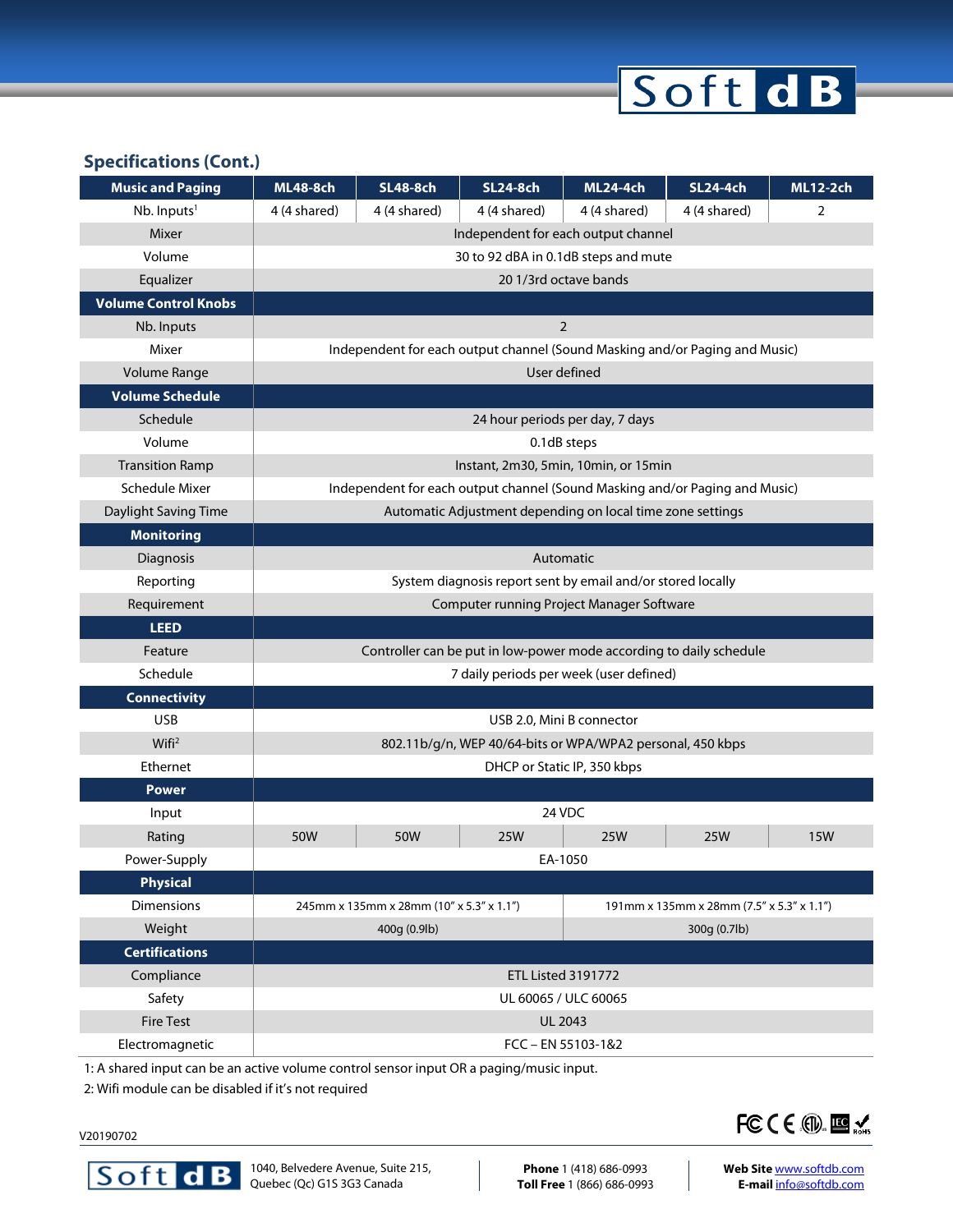## Specifications (Cont.)

| Music and Paging | ML48-8ch | SL48-8ch | SL24-8ch | ML24-4ch | SL24-4ch | ML12-2ch |
|---|---|---|---|---|---|---|
| Nb. Inputs[1] | 4 (4 shared) | 4 (4 shared) | 4 (4 shared) | 4 (4 shared) | 4 (4 shared) | 2 |
| Mixer | Independent for each output channel | | | | | |
| Volume | 30 to 92 dBA in 0.1dB steps and mute | | | | | |
| Equalizer | 20 1/3rd octave bands | | | | | |
| **Volume Control Knobs** | | | | | | |
| Nb. Inputs | 2 | | | | | |
| Mixer | Independent for each output channel (Sound Masking and/or Paging and Music) | | | | | |
| Volume Range | User defined | | | | | |
| **Volume Schedule** | | | | | | |
| Schedule | 24 hour periods per day, 7 days | | | | | |
| Volume | 0.1dB steps | | | | | |
| Transition Ramp | Instant, 2m30, 5min, 10min, or 15min | | | | | |
| Schedule Mixer | Independent for each output channel (Sound Masking and/or Paging and Music) | | | | | |
| Daylight Saving Time | Automatic Adjustment depending on local time zone settings | | | | | |
| **Monitoring** | | | | | | |
| Diagnosis | Automatic | | | | | |
| Reporting | System diagnosis report sent by email and/or stored locally | | | | | |
| Requirement | Computer running Project Manager Software | | | | | |
| **LEED** | | | | | | |
| Feature | Controller can be put in low-power mode according to daily schedule | | | | | |
| Schedule | 7 daily periods per week (user defined) | | | | | |
| **Connectivity** | | | | | | |
| USB | USB 2.0, Mini B connector | | | | | |
| Wifi[2] | 802.11b/g/n, WEP 40/64-bits or WPA/WPA2 personal, 450 kbps | | | | | |
| Ethernet | DHCP or Static IP, 350 kbps | | | | | |
| **Power** | | | | | | |
| Input | 24 VDC | | | | | |
| Rating | 50W | 50W | 25W | 25W | 25W | 15W |
| Power-Supply | EA-1050 | | | | | |
| **Physical** | | | | | | |
| Dimensions | 245mm x 135mm x 28mm (10" x 5.3" x 1.1") | | | 191mm x 135mm x 28mm (7.5" x 5.3" x 1.1") | | |
| Weight | 400g (0.9lb) | | | 300g (0.7lb) | | |
| **Certifications** | | | | | | |
| Compliance | ETL Listed 3191772 | | | | | |
| Safety | UL 60065 / ULC 60065 | | | | | |
| Fire Test | UL 2043 | | | | | |
| Electromagnetic | FCC – EN 55103-1&2 | | | | | |

1: A shared input can be an active volume control sensor input OR a paging/music input.

2: Wifi module can be disabled if it's not required

V20190702

1040, Belvedere Avenue, Suite 215, Quebec (Qc) G1S 3G3 Canada

**Phone** 1 (418) 686-0993
**Toll Free** 1 (866) 686-0993

**Web Site** www.softdb.com
**E-mail** info@softdb.com